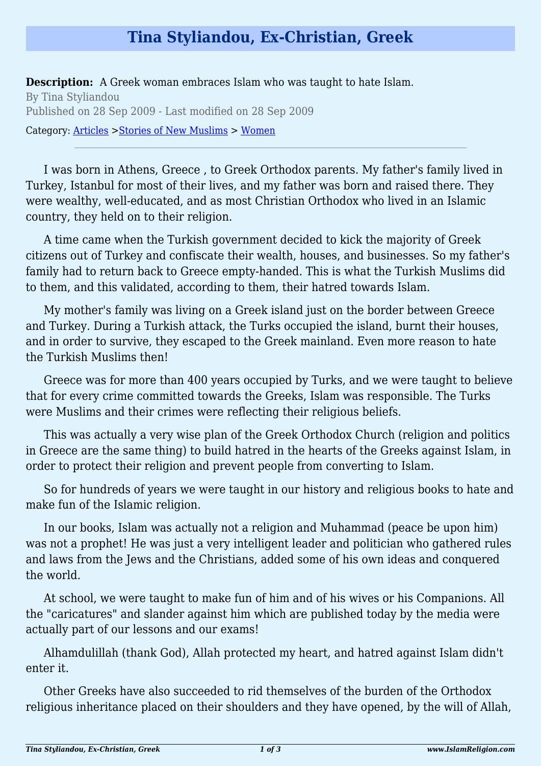# Tina Styliandou, Ex-Christian, Greek

**Description:** A Greek woman embraces Islam who was taught to hate Islam.

By Tina Styliandou

Published on 28 Sep 2009 - Last modified on 28 Sep 2009

Category: Articles >Stories of New Muslims > Women

---

I was born in Athens, Greece , to Greek Orthodox parents. My father's family lived in Turkey, Istanbul for most of their lives, and my father was born and raised there. They were wealthy, well-educated, and as most Christian Orthodox who lived in an Islamic country, they held on to their religion.

A time came when the Turkish government decided to kick the majority of Greek citizens out of Turkey and confiscate their wealth, houses, and businesses. So my father's family had to return back to Greece empty-handed. This is what the Turkish Muslims did to them, and this validated, according to them, their hatred towards Islam.

My mother's family was living on a Greek island just on the border between Greece and Turkey. During a Turkish attack, the Turks occupied the island, burnt their houses, and in order to survive, they escaped to the Greek mainland. Even more reason to hate the Turkish Muslims then!

Greece was for more than 400 years occupied by Turks, and we were taught to believe that for every crime committed towards the Greeks, Islam was responsible. The Turks were Muslims and their crimes were reflecting their religious beliefs.

This was actually a very wise plan of the Greek Orthodox Church (religion and politics in Greece are the same thing) to build hatred in the hearts of the Greeks against Islam, in order to protect their religion and prevent people from converting to Islam.

So for hundreds of years we were taught in our history and religious books to hate and make fun of the Islamic religion.

In our books, Islam was actually not a religion and Muhammad (peace be upon him) was not a prophet! He was just a very intelligent leader and politician who gathered rules and laws from the Jews and the Christians, added some of his own ideas and conquered the world.

At school, we were taught to make fun of him and of his wives or his Companions. All the "caricatures" and slander against him which are published today by the media were actually part of our lessons and our exams!

Alhamdulillah (thank God), Allah protected my heart, and hatred against Islam didn't enter it.

Other Greeks have also succeeded to rid themselves of the burden of the Orthodox religious inheritance placed on their shoulders and they have opened, by the will of Allah,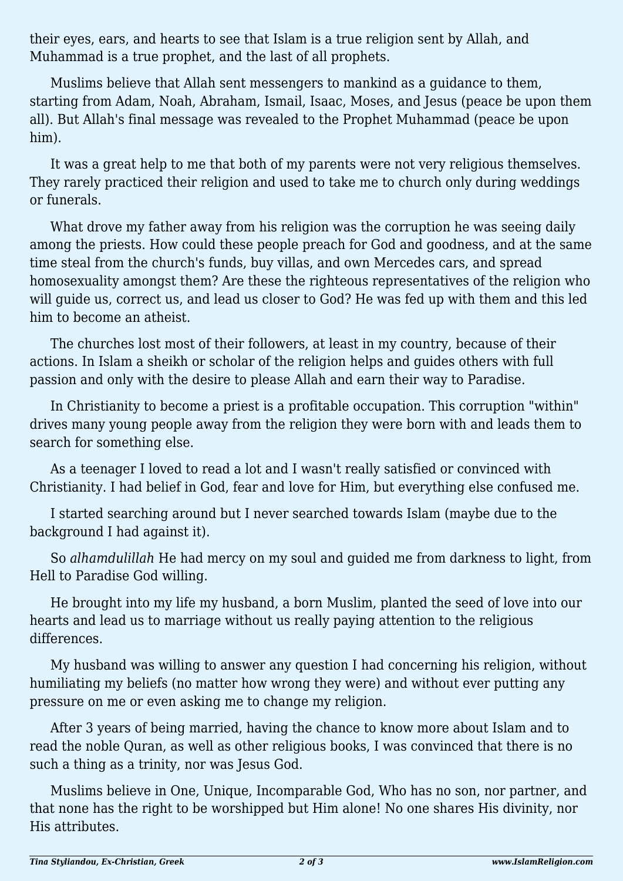their eyes, ears, and hearts to see that Islam is a true religion sent by Allah, and Muhammad is a true prophet, and the last of all prophets.

Muslims believe that Allah sent messengers to mankind as a guidance to them, starting from Adam, Noah, Abraham, Ismail, Isaac, Moses, and Jesus (peace be upon them all). But Allah's final message was revealed to the Prophet Muhammad (peace be upon him).

It was a great help to me that both of my parents were not very religious themselves. They rarely practiced their religion and used to take me to church only during weddings or funerals.

What drove my father away from his religion was the corruption he was seeing daily among the priests. How could these people preach for God and goodness, and at the same time steal from the church's funds, buy villas, and own Mercedes cars, and spread homosexuality amongst them? Are these the righteous representatives of the religion who will guide us, correct us, and lead us closer to God? He was fed up with them and this led him to become an atheist.

The churches lost most of their followers, at least in my country, because of their actions. In Islam a sheikh or scholar of the religion helps and guides others with full passion and only with the desire to please Allah and earn their way to Paradise.

In Christianity to become a priest is a profitable occupation. This corruption "within" drives many young people away from the religion they were born with and leads them to search for something else.

As a teenager I loved to read a lot and I wasn't really satisfied or convinced with Christianity. I had belief in God, fear and love for Him, but everything else confused me.

I started searching around but I never searched towards Islam (maybe due to the background I had against it).

So *alhamdulillah* He had mercy on my soul and guided me from darkness to light, from Hell to Paradise God willing.

He brought into my life my husband, a born Muslim, planted the seed of love into our hearts and lead us to marriage without us really paying attention to the religious differences.

My husband was willing to answer any question I had concerning his religion, without humiliating my beliefs (no matter how wrong they were) and without ever putting any pressure on me or even asking me to change my religion.

After 3 years of being married, having the chance to know more about Islam and to read the noble Quran, as well as other religious books, I was convinced that there is no such a thing as a trinity, nor was Jesus God.

Muslims believe in One, Unique, Incomparable God, Who has no son, nor partner, and that none has the right to be worshipped but Him alone! No one shares His divinity, nor His attributes.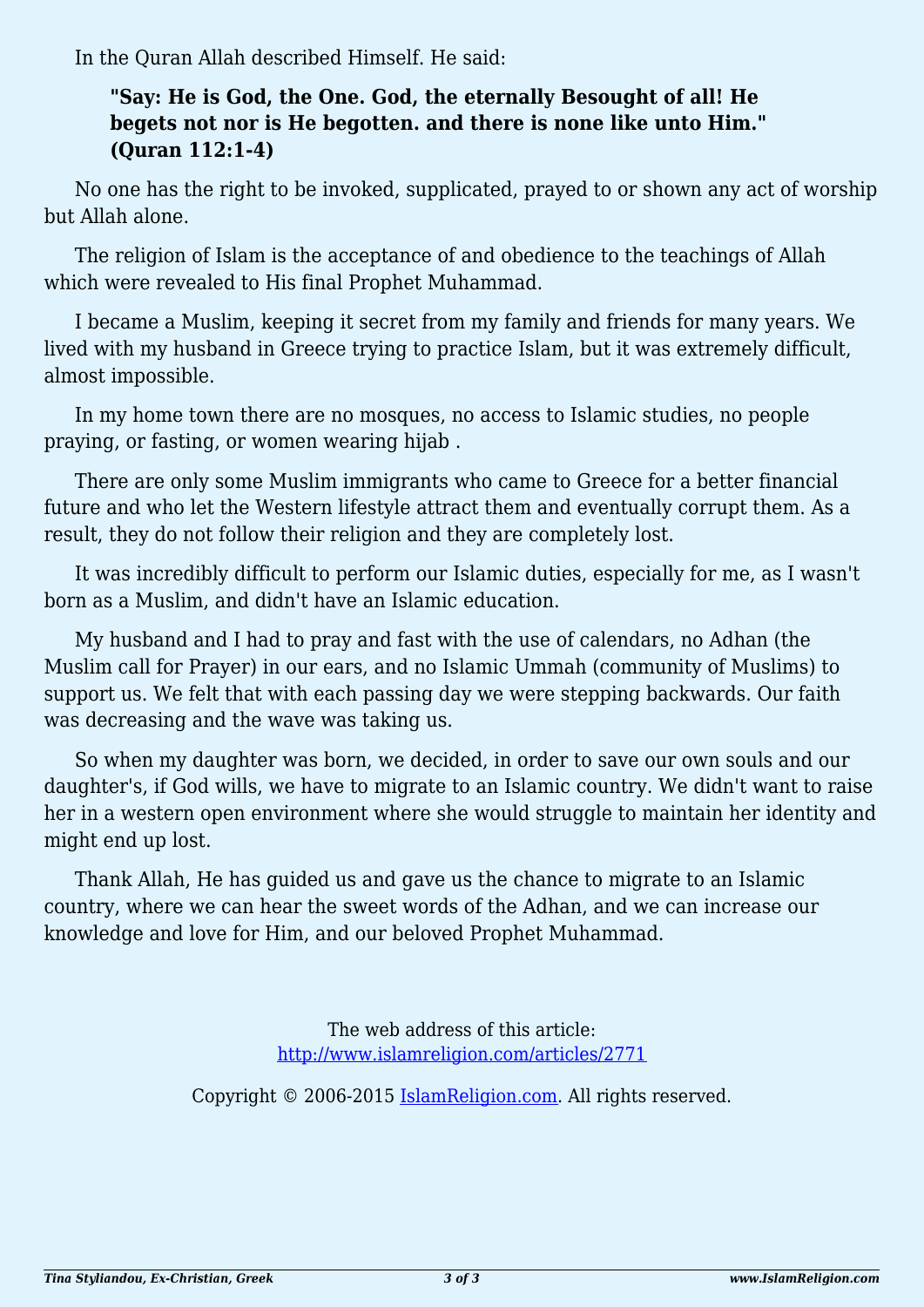In the Quran Allah described Himself. He said:

> **"Say: He is God, the One. God, the eternally Besought of all! He begets not nor is He begotten. and there is none like unto Him." (Quran 112:1-4)**

No one has the right to be invoked, supplicated, prayed to or shown any act of worship but Allah alone.

The religion of Islam is the acceptance of and obedience to the teachings of Allah which were revealed to His final Prophet Muhammad.

I became a Muslim, keeping it secret from my family and friends for many years. We lived with my husband in Greece trying to practice Islam, but it was extremely difficult, almost impossible.

In my home town there are no mosques, no access to Islamic studies, no people praying, or fasting, or women wearing hijab .

There are only some Muslim immigrants who came to Greece for a better financial future and who let the Western lifestyle attract them and eventually corrupt them. As a result, they do not follow their religion and they are completely lost.

It was incredibly difficult to perform our Islamic duties, especially for me, as I wasn't born as a Muslim, and didn't have an Islamic education.

My husband and I had to pray and fast with the use of calendars, no Adhan (the Muslim call for Prayer) in our ears, and no Islamic Ummah (community of Muslims) to support us. We felt that with each passing day we were stepping backwards. Our faith was decreasing and the wave was taking us.

So when my daughter was born, we decided, in order to save our own souls and our daughter's, if God wills, we have to migrate to an Islamic country. We didn't want to raise her in a western open environment where she would struggle to maintain her identity and might end up lost.

Thank Allah, He has guided us and gave us the chance to migrate to an Islamic country, where we can hear the sweet words of the Adhan, and we can increase our knowledge and love for Him, and our beloved Prophet Muhammad.

The web address of this article:
[http://www.islamreligion.com/articles/2771](http://www.islamreligion.com/articles/2771)

Copyright © 2006-2015 [IslamReligion.com](http://www.islamreligion.com). All rights reserved.